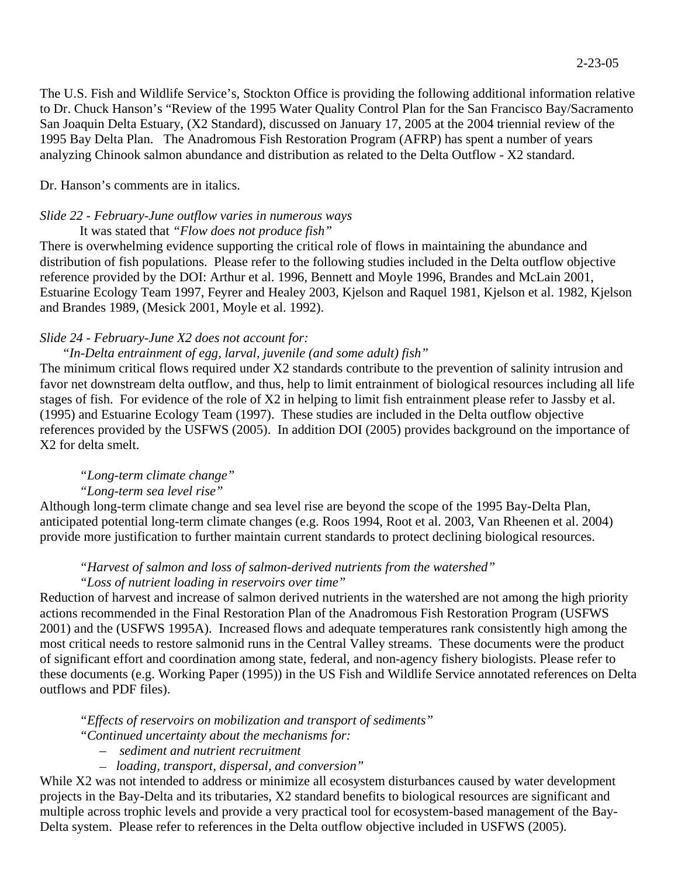2-23-05

The U.S. Fish and Wildlife Service's, Stockton Office is providing the following additional information relative to Dr. Chuck Hanson's "Review of the 1995 Water Quality Control Plan for the San Francisco Bay/Sacramento San Joaquin Delta Estuary, (X2 Standard), discussed on January 17, 2005 at the 2004 triennial review of the 1995 Bay Delta Plan. The Anadromous Fish Restoration Program (AFRP) has spent a number of years analyzing Chinook salmon abundance and distribution as related to the Delta Outflow - X2 standard.

Dr. Hanson's comments are in italics.

*Slide 22 - February-June outflow varies in numerous ways*

It was stated that *"Flow does not produce fish"*

There is overwhelming evidence supporting the critical role of flows in maintaining the abundance and distribution of fish populations. Please refer to the following studies included in the Delta outflow objective reference provided by the DOI: Arthur et al. 1996, Bennett and Moyle 1996, Brandes and McLain 2001, Estuarine Ecology Team 1997, Feyrer and Healey 2003, Kjelson and Raquel 1981, Kjelson et al. 1982, Kjelson and Brandes 1989, (Mesick 2001, Moyle et al. 1992).

*Slide 24 - February-June X2 does not account for:*

*"In-Delta entrainment of egg, larval, juvenile (and some adult) fish"*

The minimum critical flows required under X2 standards contribute to the prevention of salinity intrusion and favor net downstream delta outflow, and thus, help to limit entrainment of biological resources including all life stages of fish. For evidence of the role of X2 in helping to limit fish entrainment please refer to Jassby et al. (1995) and Estuarine Ecology Team (1997). These studies are included in the Delta outflow objective references provided by the USFWS (2005). In addition DOI (2005) provides background on the importance of X2 for delta smelt.

*"Long-term climate change"*

*"Long-term sea level rise"*

Although long-term climate change and sea level rise are beyond the scope of the 1995 Bay-Delta Plan, anticipated potential long-term climate changes (e.g. Roos 1994, Root et al. 2003, Van Rheenen et al. 2004) provide more justification to further maintain current standards to protect declining biological resources.

*"Harvest of salmon and loss of salmon-derived nutrients from the watershed"*

*"Loss of nutrient loading in reservoirs over time"*

Reduction of harvest and increase of salmon derived nutrients in the watershed are not among the high priority actions recommended in the Final Restoration Plan of the Anadromous Fish Restoration Program (USFWS 2001) and the (USFWS 1995A). Increased flows and adequate temperatures rank consistently high among the most critical needs to restore salmonid runs in the Central Valley streams. These documents were the product of significant effort and coordination among state, federal, and non-agency fishery biologists. Please refer to these documents (e.g. Working Paper (1995)) in the US Fish and Wildlife Service annotated references on Delta outflows and PDF files).

*"Effects of reservoirs on mobilization and transport of sediments"*

*"Continued uncertainty about the mechanisms for:*

- *sediment and nutrient recruitment*
- *loading, transport, dispersal, and conversion"*

While X2 was not intended to address or minimize all ecosystem disturbances caused by water development projects in the Bay-Delta and its tributaries, X2 standard benefits to biological resources are significant and multiple across trophic levels and provide a very practical tool for ecosystem-based management of the Bay-Delta system. Please refer to references in the Delta outflow objective included in USFWS (2005).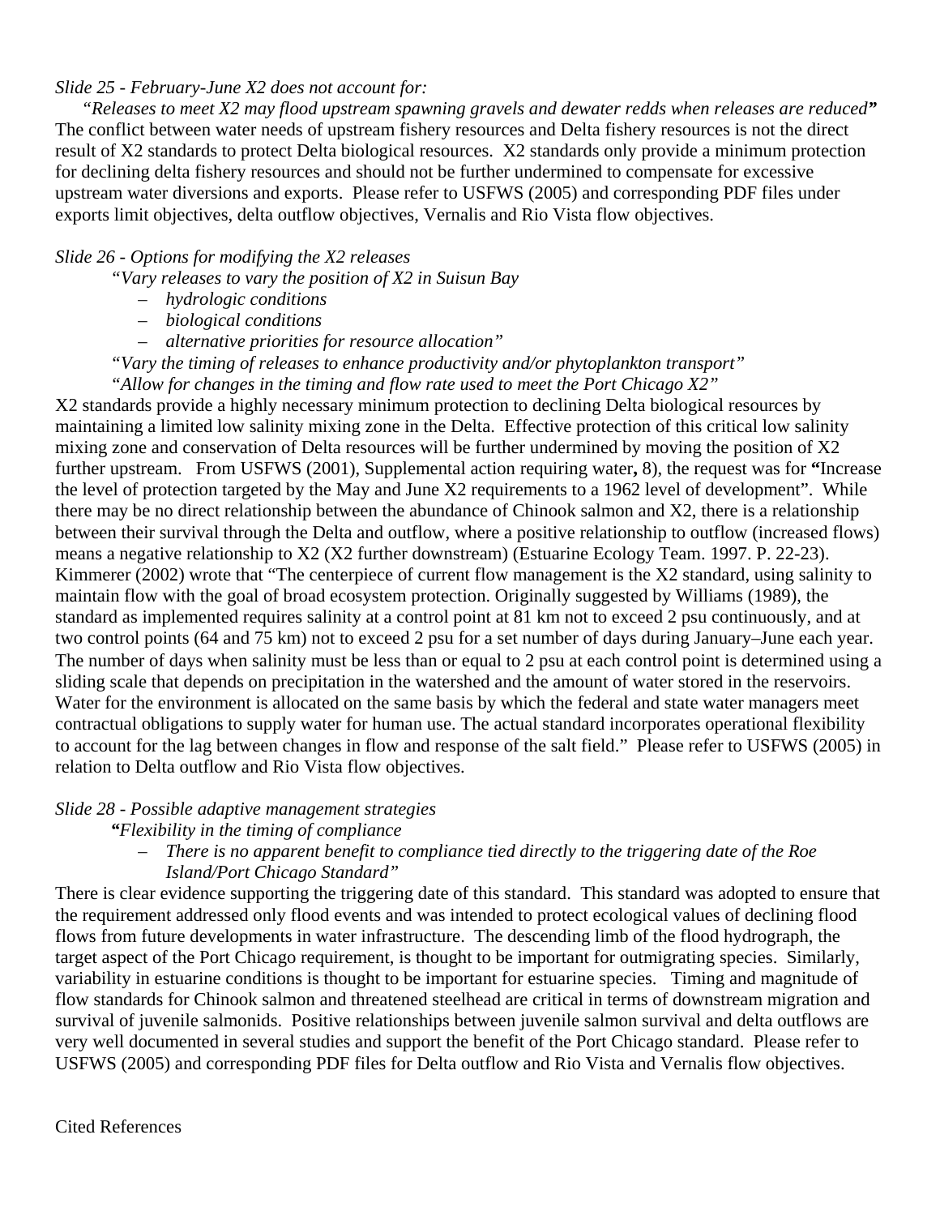*Slide 25 - February-June X2 does not account for:*

"*Releases to meet X2 may flood upstream spawning gravels and dewater redds when releases are reduced***"**
The conflict between water needs of upstream fishery resources and Delta fishery resources is not the direct result of X2 standards to protect Delta biological resources. X2 standards only provide a minimum protection for declining delta fishery resources and should not be further undermined to compensate for excessive upstream water diversions and exports. Please refer to USFWS (2005) and corresponding PDF files under exports limit objectives, delta outflow objectives, Vernalis and Rio Vista flow objectives.

*Slide 26 - Options for modifying the X2 releases*

*"Vary releases to vary the position of X2 in Suisun Bay*

- *hydrologic conditions*
- *biological conditions*
- *alternative priorities for resource allocation"*

*"Vary the timing of releases to enhance productivity and/or phytoplankton transport"*

*"Allow for changes in the timing and flow rate used to meet the Port Chicago X2"*

X2 standards provide a highly necessary minimum protection to declining Delta biological resources by maintaining a limited low salinity mixing zone in the Delta. Effective protection of this critical low salinity mixing zone and conservation of Delta resources will be further undermined by moving the position of X2 further upstream. From USFWS (2001), Supplemental action requiring water**,** 8), the request was for **"**Increase the level of protection targeted by the May and June X2 requirements to a 1962 level of development". While there may be no direct relationship between the abundance of Chinook salmon and X2, there is a relationship between their survival through the Delta and outflow, where a positive relationship to outflow (increased flows) means a negative relationship to X2 (X2 further downstream) (Estuarine Ecology Team. 1997. P. 22-23). Kimmerer (2002) wrote that "The centerpiece of current flow management is the X2 standard, using salinity to maintain flow with the goal of broad ecosystem protection. Originally suggested by Williams (1989), the standard as implemented requires salinity at a control point at 81 km not to exceed 2 psu continuously, and at two control points (64 and 75 km) not to exceed 2 psu for a set number of days during January–June each year. The number of days when salinity must be less than or equal to 2 psu at each control point is determined using a sliding scale that depends on precipitation in the watershed and the amount of water stored in the reservoirs. Water for the environment is allocated on the same basis by which the federal and state water managers meet contractual obligations to supply water for human use. The actual standard incorporates operational flexibility to account for the lag between changes in flow and response of the salt field." Please refer to USFWS (2005) in relation to Delta outflow and Rio Vista flow objectives.

*Slide 28 - Possible adaptive management strategies*

***"****Flexibility in the timing of compliance*

- *There is no apparent benefit to compliance tied directly to the triggering date of the Roe Island/Port Chicago Standard"*

There is clear evidence supporting the triggering date of this standard. This standard was adopted to ensure that the requirement addressed only flood events and was intended to protect ecological values of declining flood flows from future developments in water infrastructure. The descending limb of the flood hydrograph, the target aspect of the Port Chicago requirement, is thought to be important for outmigrating species. Similarly, variability in estuarine conditions is thought to be important for estuarine species. Timing and magnitude of flow standards for Chinook salmon and threatened steelhead are critical in terms of downstream migration and survival of juvenile salmonids. Positive relationships between juvenile salmon survival and delta outflows are very well documented in several studies and support the benefit of the Port Chicago standard. Please refer to USFWS (2005) and corresponding PDF files for Delta outflow and Rio Vista and Vernalis flow objectives.

Cited References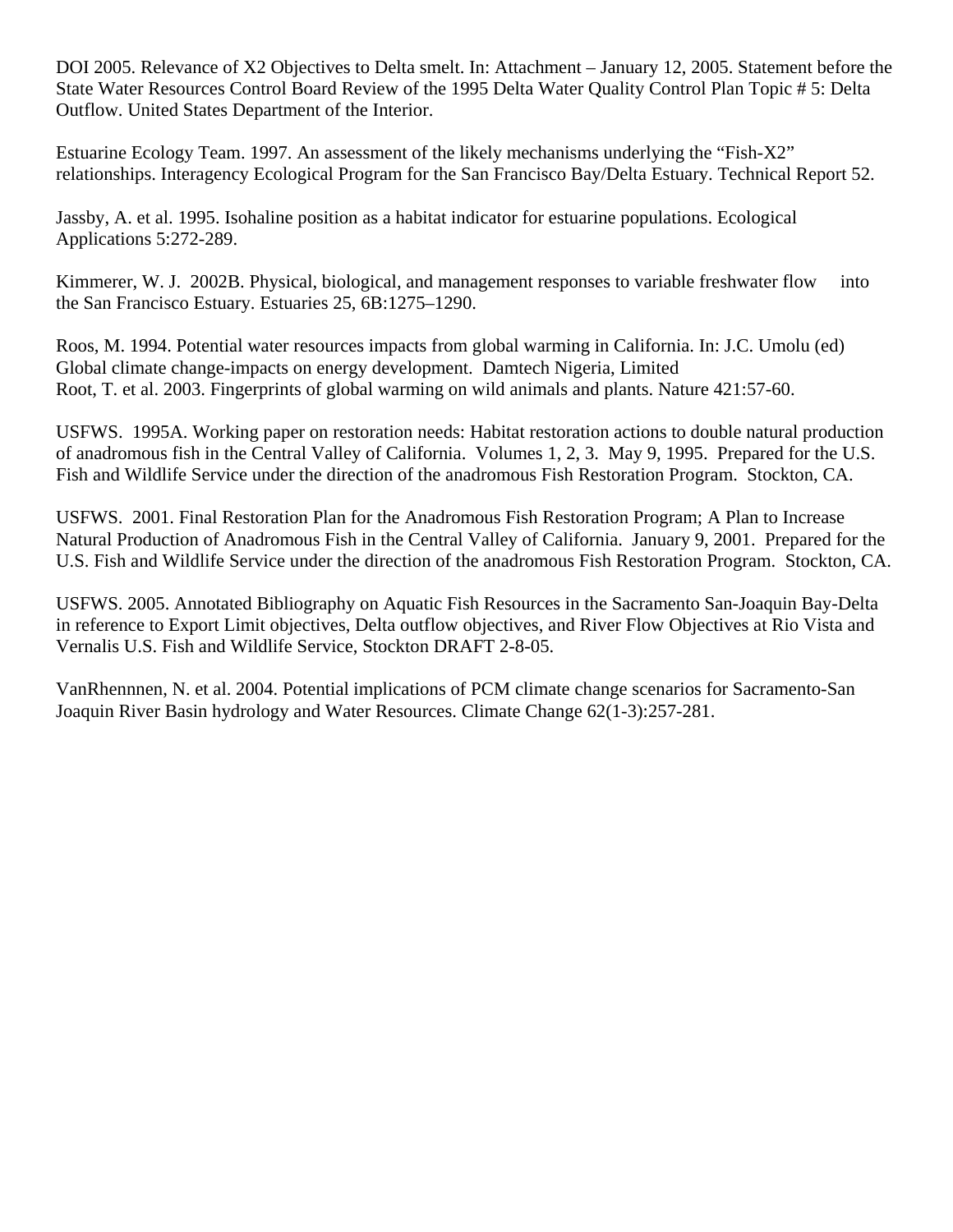DOI 2005. Relevance of X2 Objectives to Delta smelt. In: Attachment – January 12, 2005. Statement before the State Water Resources Control Board Review of the 1995 Delta Water Quality Control Plan Topic # 5: Delta Outflow. United States Department of the Interior.

Estuarine Ecology Team. 1997. An assessment of the likely mechanisms underlying the "Fish-X2" relationships. Interagency Ecological Program for the San Francisco Bay/Delta Estuary. Technical Report 52.

Jassby, A. et al. 1995. Isohaline position as a habitat indicator for estuarine populations. Ecological Applications 5:272-289.

Kimmerer, W. J. 2002B. Physical, biological, and management responses to variable freshwater flow into the San Francisco Estuary. Estuaries 25, 6B:1275–1290.

Roos, M. 1994. Potential water resources impacts from global warming in California. In: J.C. Umolu (ed) Global climate change-impacts on energy development. Damtech Nigeria, Limited
Root, T. et al. 2003. Fingerprints of global warming on wild animals and plants. Nature 421:57-60.

USFWS. 1995A. Working paper on restoration needs: Habitat restoration actions to double natural production of anadromous fish in the Central Valley of California. Volumes 1, 2, 3. May 9, 1995. Prepared for the U.S. Fish and Wildlife Service under the direction of the anadromous Fish Restoration Program. Stockton, CA.

USFWS. 2001. Final Restoration Plan for the Anadromous Fish Restoration Program; A Plan to Increase Natural Production of Anadromous Fish in the Central Valley of California. January 9, 2001. Prepared for the U.S. Fish and Wildlife Service under the direction of the anadromous Fish Restoration Program. Stockton, CA.

USFWS. 2005. Annotated Bibliography on Aquatic Fish Resources in the Sacramento San-Joaquin Bay-Delta in reference to Export Limit objectives, Delta outflow objectives, and River Flow Objectives at Rio Vista and Vernalis U.S. Fish and Wildlife Service, Stockton DRAFT 2-8-05.

VanRhennnen, N. et al. 2004. Potential implications of PCM climate change scenarios for Sacramento-San Joaquin River Basin hydrology and Water Resources. Climate Change 62(1-3):257-281.